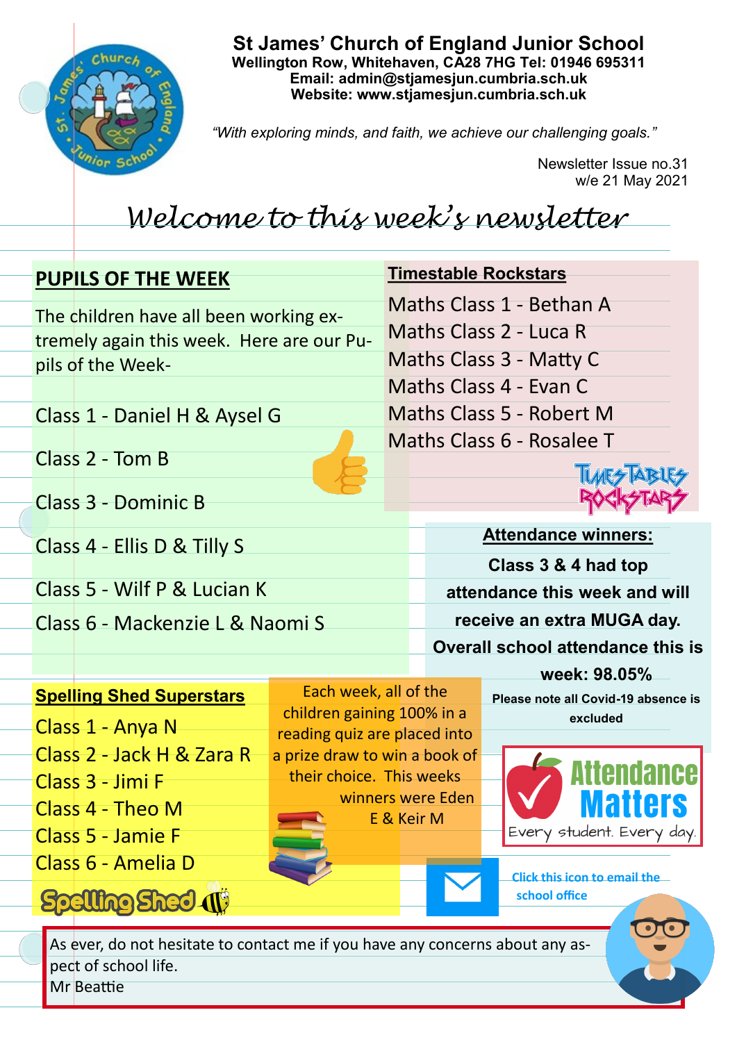# St James' Church of England Junior School

**Wellington Row, Whitehaven, CA28 7HG Tel: 01946 695311**
**Email: admin@stjamesjun.cumbria.sch.uk**
**Website: www.stjamesjun.cumbria.sch.uk**

*"With exploring minds, and faith, we achieve our challenging goals."*

Newsletter Issue no.31
w/e 21 May 2021

## *Welcome to this week's newsletter*

### PUPILS OF THE WEEK

The children have all been working extremely again this week. Here are our Pupils of the Week-

Class 1 - Daniel H & Aysel G

Class 2 - Tom B

Class 3 - Dominic B

Class 4 - Ellis D & Tilly S

Class 5 - Wilf P & Lucian K

Class 6 - Mackenzie L & Naomi S

### Timestable Rockstars

Maths Class 1 - Bethan A
Maths Class 2 - Luca R
Maths Class 3 - Matty C
Maths Class 4 - Evan C
Maths Class 5 - Robert M
Maths Class 6 - Rosalee T

### Attendance winners:

**Class 3 & 4 had top attendance this week and will receive an extra MUGA day.**

**Overall school attendance this is week: 98.05%**

**Please note all Covid-19 absence is excluded**

Attendance Matters
Every student. Every day.

### Spelling Shed Superstars

Class 1 - Anya N
Class 2 - Jack H & Zara R
Class 3 - Jimi F
Class 4 - Theo M
Class 5 - Jamie F
Class 6 - Amelia D

Each week, all of the children gaining 100% in a reading quiz are placed into a prize draw to win a book of their choice. This weeks winners were Eden E & Keir M

Click this icon to email the school office

As ever, do not hesitate to contact me if you have any concerns about any aspect of school life.
Mr Beattie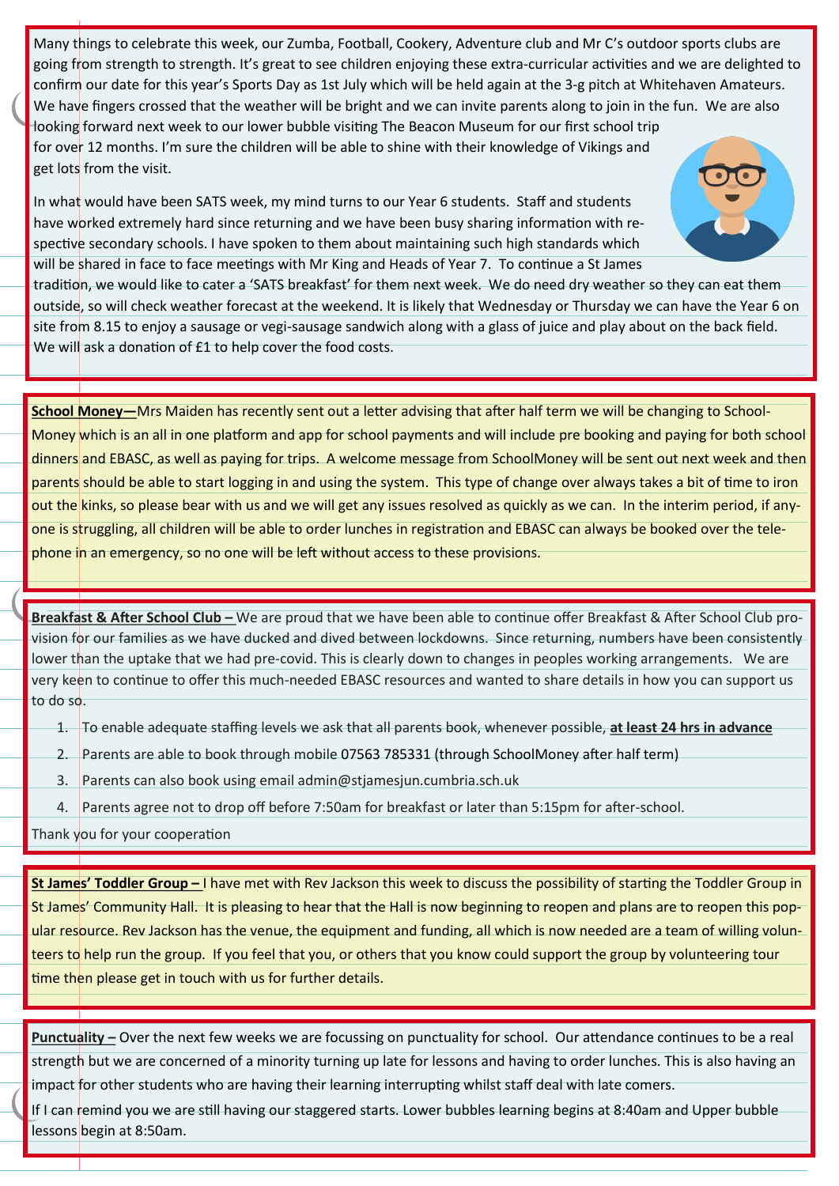Many things to celebrate this week, our Zumba, Football, Cookery, Adventure club and Mr C's outdoor sports clubs are going from strength to strength. It's great to see children enjoying these extra-curricular activities and we are delighted to confirm our date for this year's Sports Day as 1st July which will be held again at the 3-g pitch at Whitehaven Amateurs. We have fingers crossed that the weather will be bright and we can invite parents along to join in the fun. We are also looking forward next week to our lower bubble visiting The Beacon Museum for our first school trip for over 12 months. I'm sure the children will be able to shine with their knowledge of Vikings and get lots from the visit.

In what would have been SATS week, my mind turns to our Year 6 students. Staff and students have worked extremely hard since returning and we have been busy sharing information with respective secondary schools. I have spoken to them about maintaining such high standards which will be shared in face to face meetings with Mr King and Heads of Year 7. To continue a St James tradition, we would like to cater a 'SATS breakfast' for them next week. We do need dry weather so they can eat them outside, so will check weather forecast at the weekend. It is likely that Wednesday or Thursday we can have the Year 6 on site from 8.15 to enjoy a sausage or vegi-sausage sandwich along with a glass of juice and play about on the back field. We will ask a donation of £1 to help cover the food costs.

**School Money—**Mrs Maiden has recently sent out a letter advising that after half term we will be changing to School-Money which is an all in one platform and app for school payments and will include pre booking and paying for both school dinners and EBASC, as well as paying for trips. A welcome message from SchoolMoney will be sent out next week and then parents should be able to start logging in and using the system. This type of change over always takes a bit of time to iron out the kinks, so please bear with us and we will get any issues resolved as quickly as we can. In the interim period, if any-one is struggling, all children will be able to order lunches in registration and EBASC can always be booked over the tele-phone in an emergency, so no one will be left without access to these provisions.

**Breakfast & After School Club –** We are proud that we have been able to continue offer Breakfast & After School Club provision for our families as we have ducked and dived between lockdowns. Since returning, numbers have been consistently lower than the uptake that we had pre-covid. This is clearly down to changes in peoples working arrangements. We are very keen to continue to offer this much-needed EBASC resources and wanted to share details in how you can support us to do so.

1. To enable adequate staffing levels we ask that all parents book, whenever possible, **at least 24 hrs in advance**
2. Parents are able to book through mobile 07563 785331 (through SchoolMoney after half term)
3. Parents can also book using email admin@stjamesjun.cumbria.sch.uk
4. Parents agree not to drop off before 7:50am for breakfast or later than 5:15pm for after-school.

Thank you for your cooperation

**St James' Toddler Group –** I have met with Rev Jackson this week to discuss the possibility of starting the Toddler Group in St James' Community Hall. It is pleasing to hear that the Hall is now beginning to reopen and plans are to reopen this popular resource. Rev Jackson has the venue, the equipment and funding, all which is now needed are a team of willing volunteers to help run the group. If you feel that you, or others that you know could support the group by volunteering tour time then please get in touch with us for further details.

**Punctuality –** Over the next few weeks we are focussing on punctuality for school. Our attendance continues to be a real strength but we are concerned of a minority turning up late for lessons and having to order lunches. This is also having an impact for other students who are having their learning interrupting whilst staff deal with late comers.

If I can remind you we are still having our staggered starts. Lower bubbles learning begins at 8:40am and Upper bubble lessons begin at 8:50am.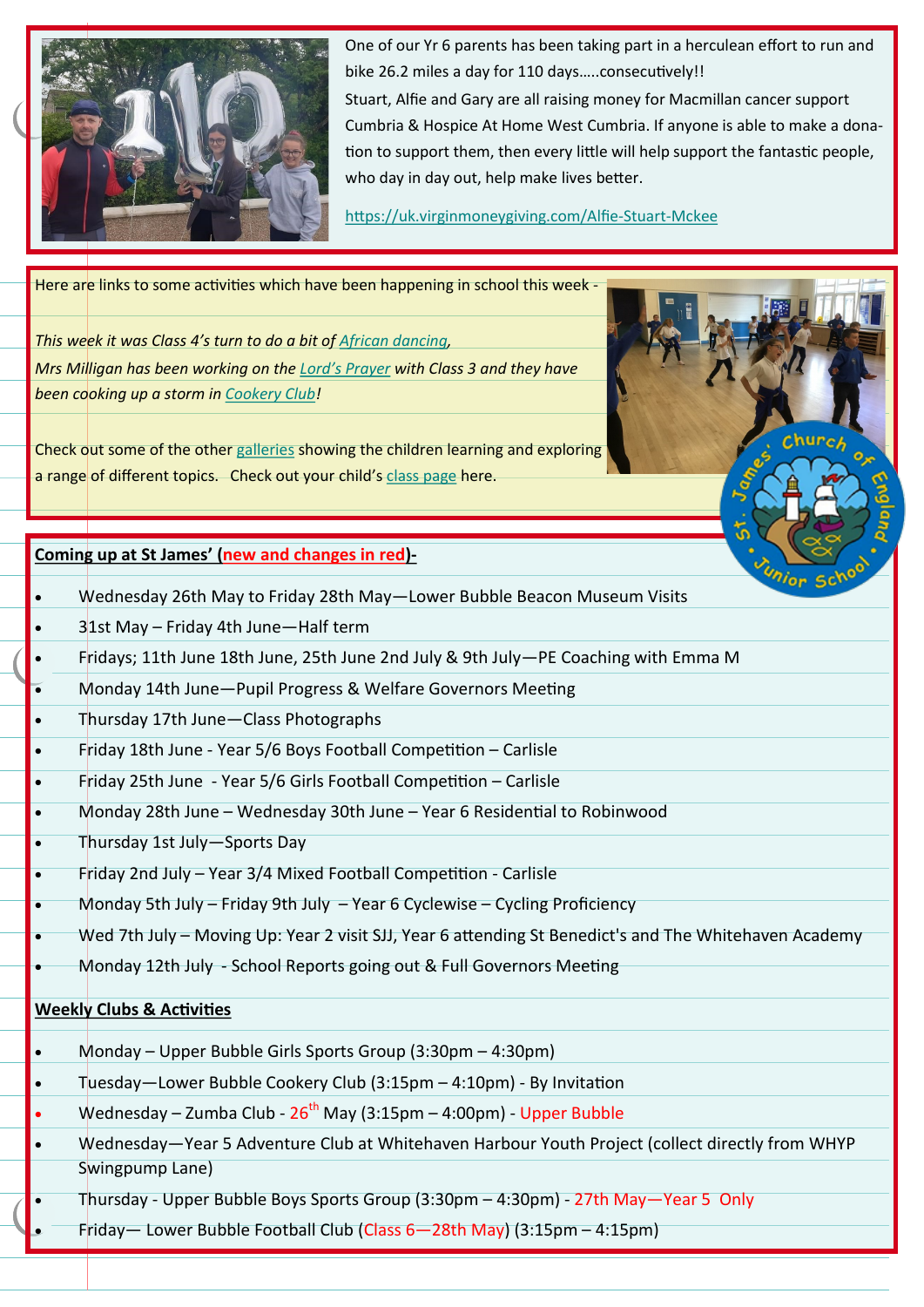One of our Yr 6 parents has been taking part in a herculean effort to run and bike 26.2 miles a day for 110 days…..consecutively!!

Stuart, Alfie and Gary are all raising money for Macmillan cancer support Cumbria & Hospice At Home West Cumbria. If anyone is able to make a donation to support them, then every little will help support the fantastic people, who day in day out, help make lives better.

https://uk.virginmoneygiving.com/Alfie-Stuart-Mckee

Here are links to some activities which have been happening in school this week -

*This week it was Class 4's turn to do a bit of African dancing,*
*Mrs Milligan has been working on the Lord's Prayer with Class 3 and they have been cooking up a storm in Cookery Club!*

Check out some of the other galleries showing the children learning and exploring a range of different topics. Check out your child's class page here.

**Coming up at St James' (new and changes in red)-**

- Wednesday 26th May to Friday 28th May—Lower Bubble Beacon Museum Visits
- 31st May – Friday 4th June—Half term
- Fridays; 11th June 18th June, 25th June 2nd July & 9th July—PE Coaching with Emma M
- Monday 14th June—Pupil Progress & Welfare Governors Meeting
- Thursday 17th June—Class Photographs
- Friday 18th June - Year 5/6 Boys Football Competition – Carlisle
- Friday 25th June - Year 5/6 Girls Football Competition – Carlisle
- Monday 28th June – Wednesday 30th June – Year 6 Residential to Robinwood
- Thursday 1st July—Sports Day
- Friday 2nd July – Year 3/4 Mixed Football Competition - Carlisle
- Monday 5th July – Friday 9th July – Year 6 Cyclewise – Cycling Proficiency
- Wed 7th July – Moving Up: Year 2 visit SJJ, Year 6 attending St Benedict's and The Whitehaven Academy
- Monday 12th July - School Reports going out & Full Governors Meeting

**Weekly Clubs & Activities**

- Monday – Upper Bubble Girls Sports Group (3:30pm – 4:30pm)
- Tuesday—Lower Bubble Cookery Club (3:15pm – 4:10pm) - By Invitation
- Wednesday – Zumba Club - 26th May (3:15pm – 4:00pm) - Upper Bubble
- Wednesday—Year 5 Adventure Club at Whitehaven Harbour Youth Project (collect directly from WHYP Swingpump Lane)
- Thursday - Upper Bubble Boys Sports Group (3:30pm – 4:30pm) - 27th May—Year 5 Only
- Friday— Lower Bubble Football Club (Class 6—28th May) (3:15pm – 4:15pm)